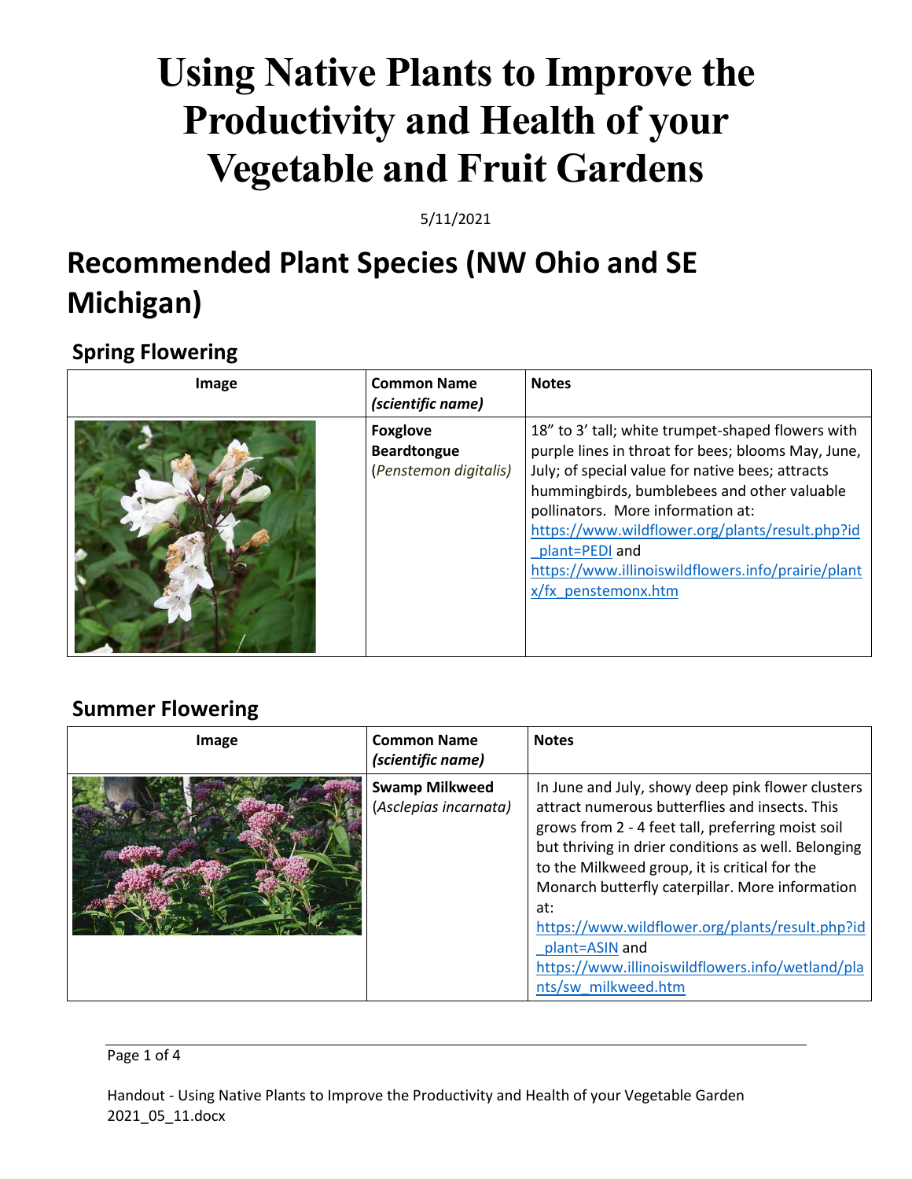# Using Native Plants to Improve the Productivity and Health of your Vegetable and Fruit Gardens

5/11/2021

# Recommended Plant Species (NW Ohio and SE Michigan)

## Spring Flowering

| Image | Common Name *(scientific name)* | Notes |
|---|---|---|
| | **Foxglove Beardtongue** (*Penstemon digitalis*) | 18" to 3' tall; white trumpet-shaped flowers with purple lines in throat for bees; blooms May, June, July; of special value for native bees; attracts hummingbirds, bumblebees and other valuable pollinators. More information at: https://www.wildflower.org/plants/result.php?id_plant=PEDI and https://www.illinoiswildflowers.info/prairie/plantx/fx_penstemonx.htm |

## Summer Flowering

| Image | Common Name *(scientific name)* | Notes |
|---|---|---|
| | **Swamp Milkweed** (*Asclepias incarnata*) | In June and July, showy deep pink flower clusters attract numerous butterflies and insects. This grows from 2 - 4 feet tall, preferring moist soil but thriving in drier conditions as well. Belonging to the Milkweed group, it is critical for the Monarch butterfly caterpillar. More information at: https://www.wildflower.org/plants/result.php?id_plant=ASIN and https://www.illinoiswildflowers.info/wetland/plants/sw_milkweed.htm |

Handout - Using Native Plants to Improve the Productivity and Health of your Vegetable Garden 2021_05_11.docx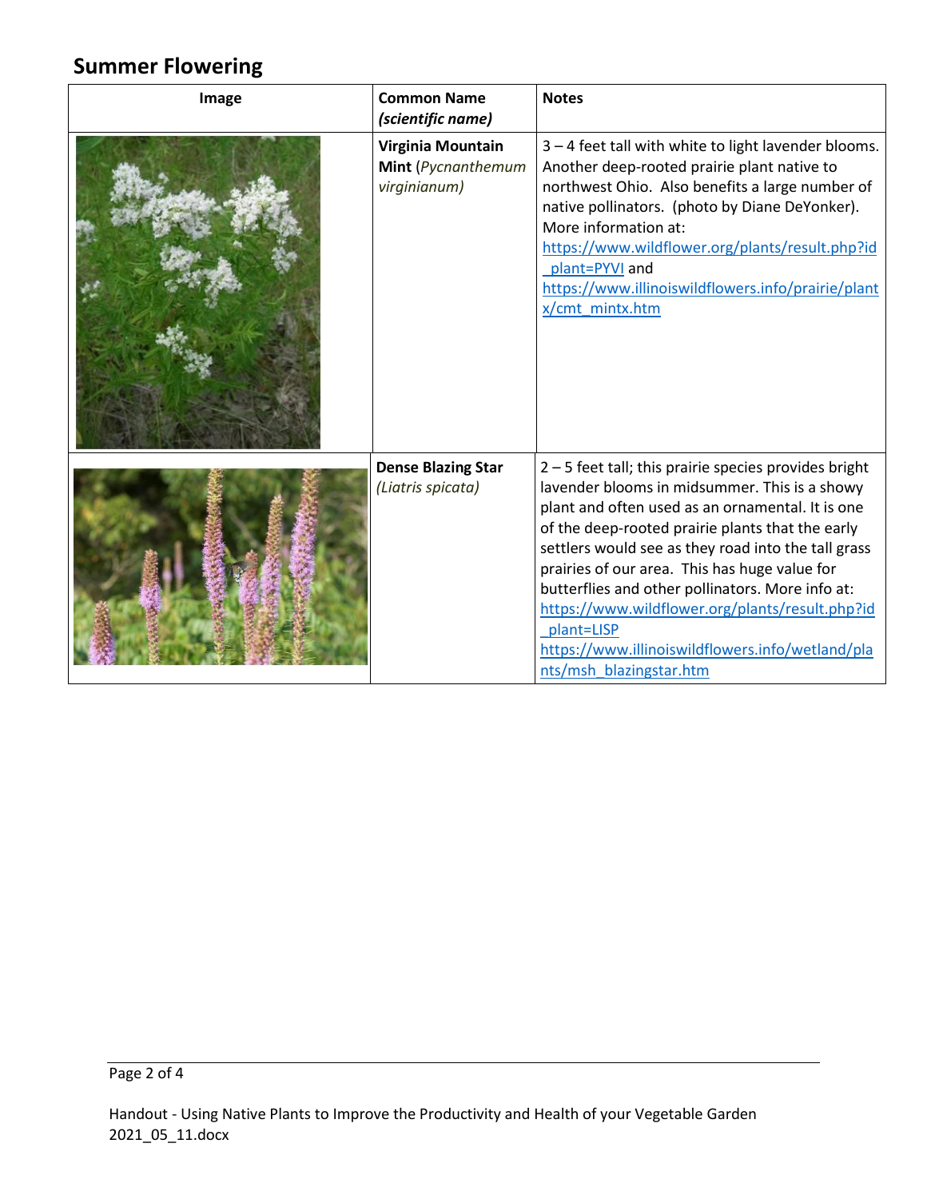## Summer Flowering

| Image | Common Name *(scientific name)* | Notes |
|---|---|---|
| | **Virginia Mountain Mint** (*Pycnanthemum virginianum)* | 3 – 4 feet tall with white to light lavender blooms. Another deep-rooted prairie plant native to northwest Ohio. Also benefits a large number of native pollinators. (photo by Diane DeYonker). More information at: https://www.wildflower.org/plants/result.php?id_plant=PYVI and https://www.illinoiswildflowers.info/prairie/plantx/cmt_mintx.htm |
| | **Dense Blazing Star** *(Liatris spicata)* | 2 – 5 feet tall; this prairie species provides bright lavender blooms in midsummer. This is a showy plant and often used as an ornamental. It is one of the deep-rooted prairie plants that the early settlers would see as they road into the tall grass prairies of our area. This has huge value for butterflies and other pollinators. More info at: https://www.wildflower.org/plants/result.php?id_plant=LISP https://www.illinoiswildflowers.info/wetland/plants/msh_blazingstar.htm |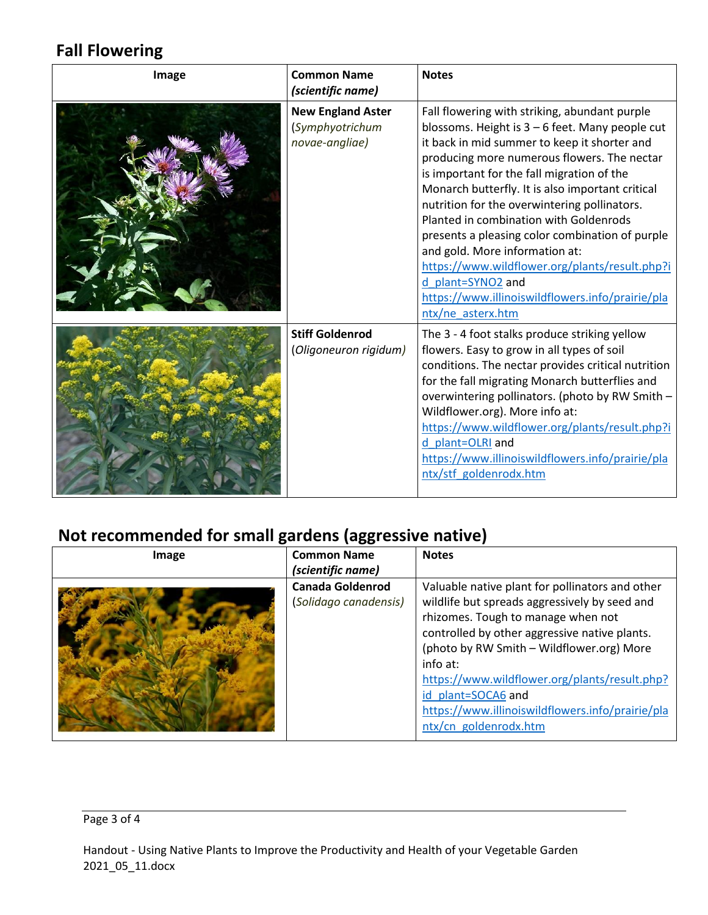## Fall Flowering

| Image | Common Name *(scientific name)* | Notes |
|---|---|---|
| | **New England Aster** (*Symphyotrichum novae-angliae)* | Fall flowering with striking, abundant purple blossoms. Height is 3 – 6 feet. Many people cut it back in mid summer to keep it shorter and producing more numerous flowers. The nectar is important for the fall migration of the Monarch butterfly. It is also important critical nutrition for the overwintering pollinators. Planted in combination with Goldenrods presents a pleasing color combination of purple and gold. More information at: https://www.wildflower.org/plants/result.php?id_plant=SYNO2 and https://www.illinoiswildflowers.info/prairie/plantx/ne_asterx.htm |
| | **Stiff Goldenrod** (*Oligoneuron rigidum)* | The 3 - 4 foot stalks produce striking yellow flowers. Easy to grow in all types of soil conditions. The nectar provides critical nutrition for the fall migrating Monarch butterflies and overwintering pollinators. (photo by RW Smith – Wildflower.org). More info at: https://www.wildflower.org/plants/result.php?id_plant=OLRI and https://www.illinoiswildflowers.info/prairie/plantx/stf_goldenrodx.htm |

## Not recommended for small gardens (aggressive native)

| Image | Common Name *(scientific name)* | Notes |
|---|---|---|
| | **Canada Goldenrod** (*Solidago canadensis)* | Valuable native plant for pollinators and other wildlife but spreads aggressively by seed and rhizomes. Tough to manage when not controlled by other aggressive native plants. (photo by RW Smith – Wildflower.org) More info at: https://www.wildflower.org/plants/result.php?id_plant=SOCA6 and https://www.illinoiswildflowers.info/prairie/plantx/cn_goldenrodx.htm |

Handout - Using Native Plants to Improve the Productivity and Health of your Vegetable Garden 2021_05_11.docx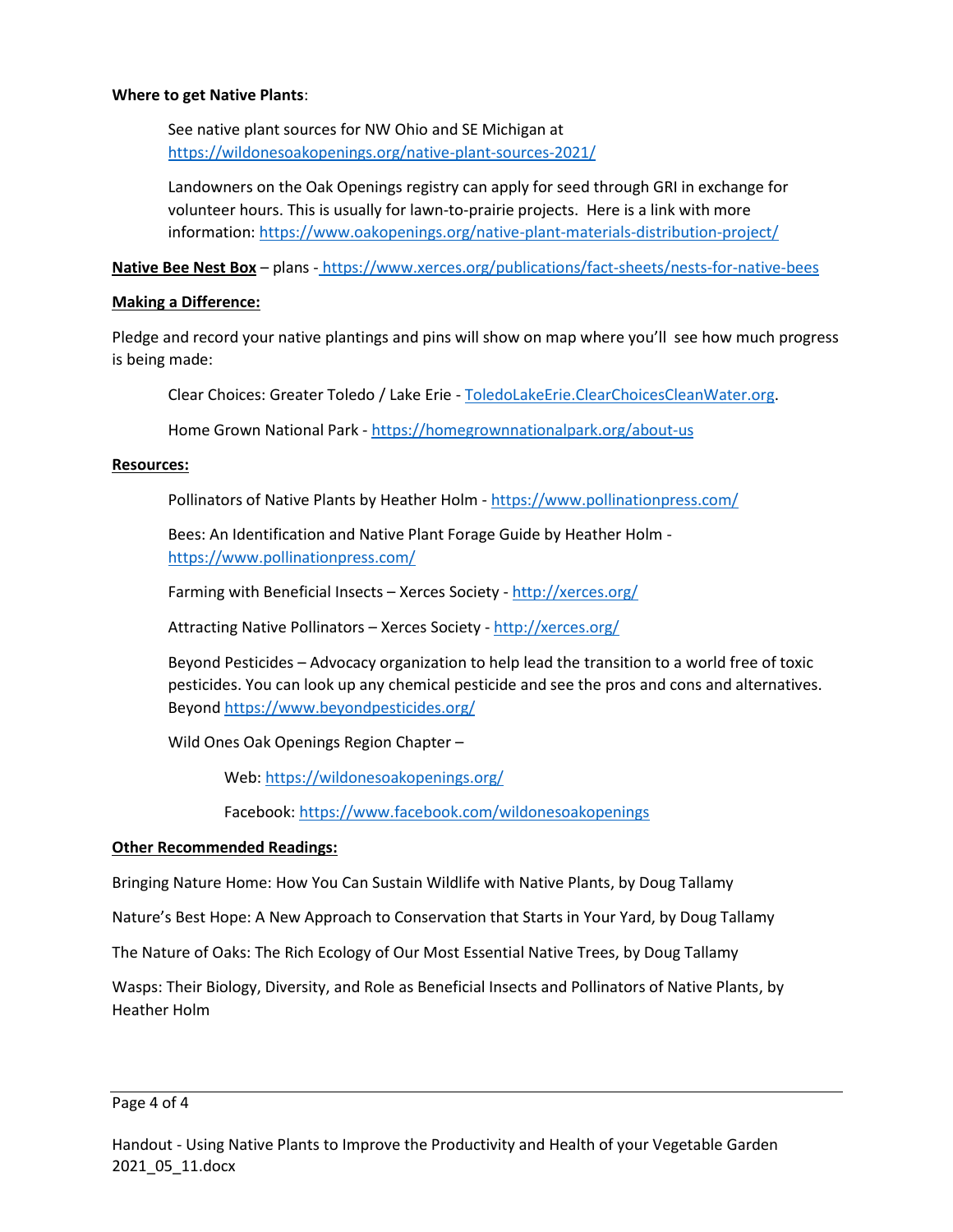**Where to get Native Plants**:

See native plant sources for NW Ohio and SE Michigan at https://wildonesoakopenings.org/native-plant-sources-2021/

Landowners on the Oak Openings registry can apply for seed through GRI in exchange for volunteer hours. This is usually for lawn-to-prairie projects. Here is a link with more information: https://www.oakopenings.org/native-plant-materials-distribution-project/

**Native Bee Nest Box** – plans - https://www.xerces.org/publications/fact-sheets/nests-for-native-bees

**Making a Difference:**

Pledge and record your native plantings and pins will show on map where you'll see how much progress is being made:

Clear Choices: Greater Toledo / Lake Erie - ToledoLakeErie.ClearChoicesCleanWater.org.

Home Grown National Park - https://homegrownnationalpark.org/about-us

**Resources:**

Pollinators of Native Plants by Heather Holm - https://www.pollinationpress.com/

Bees: An Identification and Native Plant Forage Guide by Heather Holm - https://www.pollinationpress.com/

Farming with Beneficial Insects – Xerces Society - http://xerces.org/

Attracting Native Pollinators – Xerces Society - http://xerces.org/

Beyond Pesticides – Advocacy organization to help lead the transition to a world free of toxic pesticides. You can look up any chemical pesticide and see the pros and cons and alternatives. Beyond https://www.beyondpesticides.org/

Wild Ones Oak Openings Region Chapter –

Web: https://wildonesoakopenings.org/

Facebook: https://www.facebook.com/wildonesoakopenings

**Other Recommended Readings:**

Bringing Nature Home: How You Can Sustain Wildlife with Native Plants, by Doug Tallamy

Nature's Best Hope: A New Approach to Conservation that Starts in Your Yard, by Doug Tallamy

The Nature of Oaks: The Rich Ecology of Our Most Essential Native Trees, by Doug Tallamy

Wasps: Their Biology, Diversity, and Role as Beneficial Insects and Pollinators of Native Plants, by Heather Holm